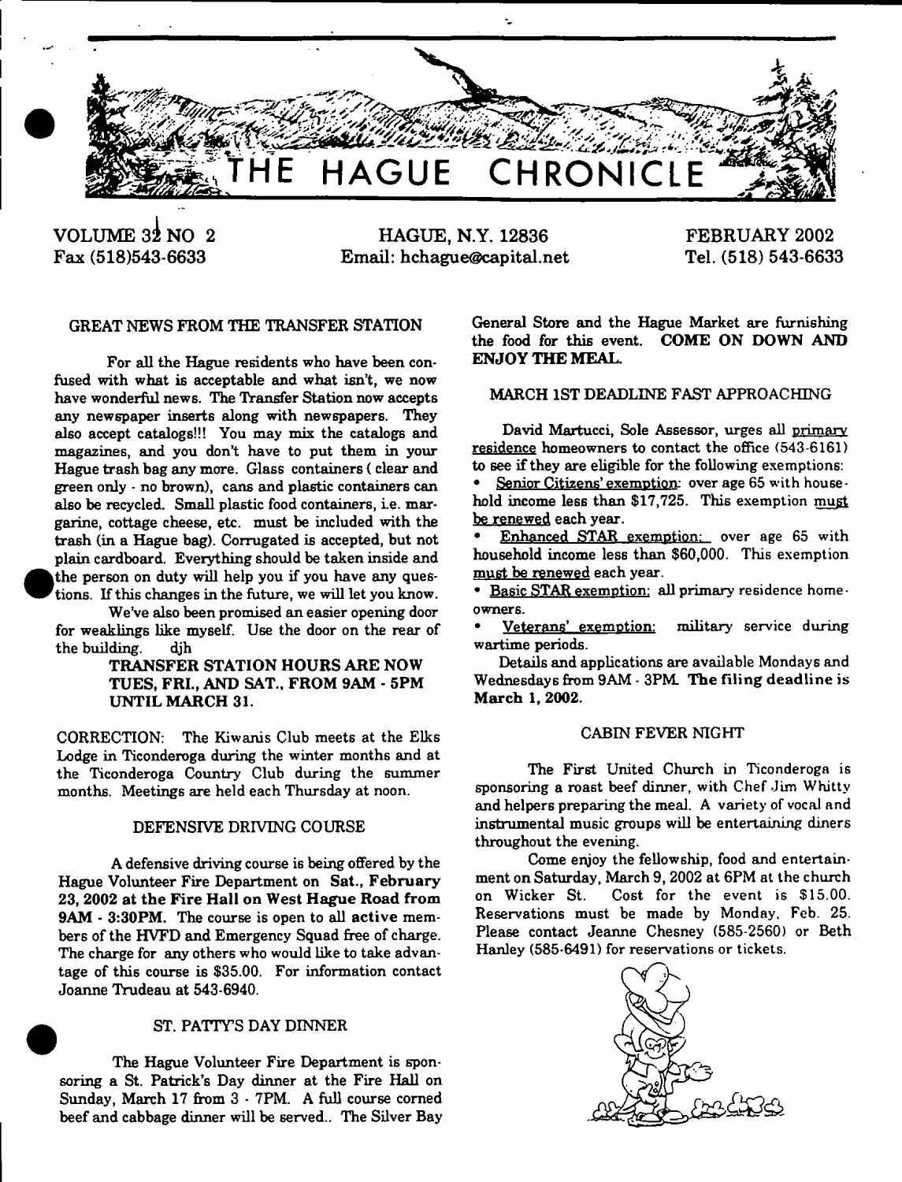# THE HAGUE CHRONICLE

VOLUME 32 NO 2 | HAGUE, N.Y. 12836 | FEBRUARY 2002

Fax (518)543-6633 | Email: hchague@capital.net | Tel. (518) 543-6633

## GREAT NEWS FROM THE TRANSFER STATION

For all the Hague residents who have been confused with what is acceptable and what isn't, we now have wonderful news. The Transfer Station now accepts any newspaper inserts along with newspapers. They also accept catalogs!!! You may mix the catalogs and magazines, and you don't have to put them in your Hague trash bag any more. Glass containers ( clear and green only - no brown), cans and plastic containers can also be recycled. Small plastic food containers, i.e. margarine, cottage cheese, etc. must be included with the trash (in a Hague bag). Corrugated is accepted, but not plain cardboard. Everything should be taken inside and the person on duty will help you if you have any questions. If this changes in the future, we will let you know.

We've also been promised an easier opening door for weaklings like myself. Use the door on the rear of the building. djh

**TRANSFER STATION HOURS ARE NOW TUES, FRI., AND SAT., FROM 9AM - 5PM UNTIL MARCH 31.**

CORRECTION: The Kiwanis Club meets at the Elks Lodge in Ticonderoga during the winter months and at the Ticonderoga Country Club during the summer months. Meetings are held each Thursday at noon.

## DEFENSIVE DRIVING COURSE

A defensive driving course is being offered by the Hague Volunteer Fire Department on **Sat., February 23, 2002 at the Fire Hall on West Hague Road from 9AM - 3:30PM.** The course is open to all **active** members of the HVFD and Emergency Squad free of charge. The charge for any others who would like to take advantage of this course is $35.00. For information contact Joanne Trudeau at 543-6940.

## ST. PATTY'S DAY DINNER

The Hague Volunteer Fire Department is sponsoring a St. Patrick's Day dinner at the Fire Hall on Sunday, March 17 from 3 - 7PM. A full course corned beef and cabbage dinner will be served.. The Silver Bay General Store and the Hague Market are furnishing the food for this event. **COME ON DOWN AND ENJOY THE MEAL.**

## MARCH 1ST DEADLINE FAST APPROACHING

David Martucci, Sole Assessor, urges all primary residence homeowners to contact the office (543-6161) to see if they are eligible for the following exemptions:

- Senior Citizens' exemption: over age 65 with household income less than $17,725. This exemption must be renewed each year.
- Enhanced STAR exemption: over age 65 with household income less than $60,000. This exemption must be renewed each year.
- Basic STAR exemption: all primary residence homeowners.
- Veterans' exemption: military service during wartime periods.

Details and applications are available Mondays and Wednesdays from 9AM - 3PM. **The filing deadline is March 1, 2002.**

## CABIN FEVER NIGHT

The First United Church in Ticonderoga is sponsoring a roast beef dinner, with Chef Jim Whitty and helpers preparing the meal. A variety of vocal and instrumental music groups will be entertaining diners throughout the evening.

Come enjoy the fellowship, food and entertainment on Saturday, March 9, 2002 at 6PM at the church on Wicker St. Cost for the event is $15.00. Reservations must be made by Monday, Feb. 25. Please contact Jeanne Chesney (585-2560) or Beth Hanley (585-6491) for reservations or tickets.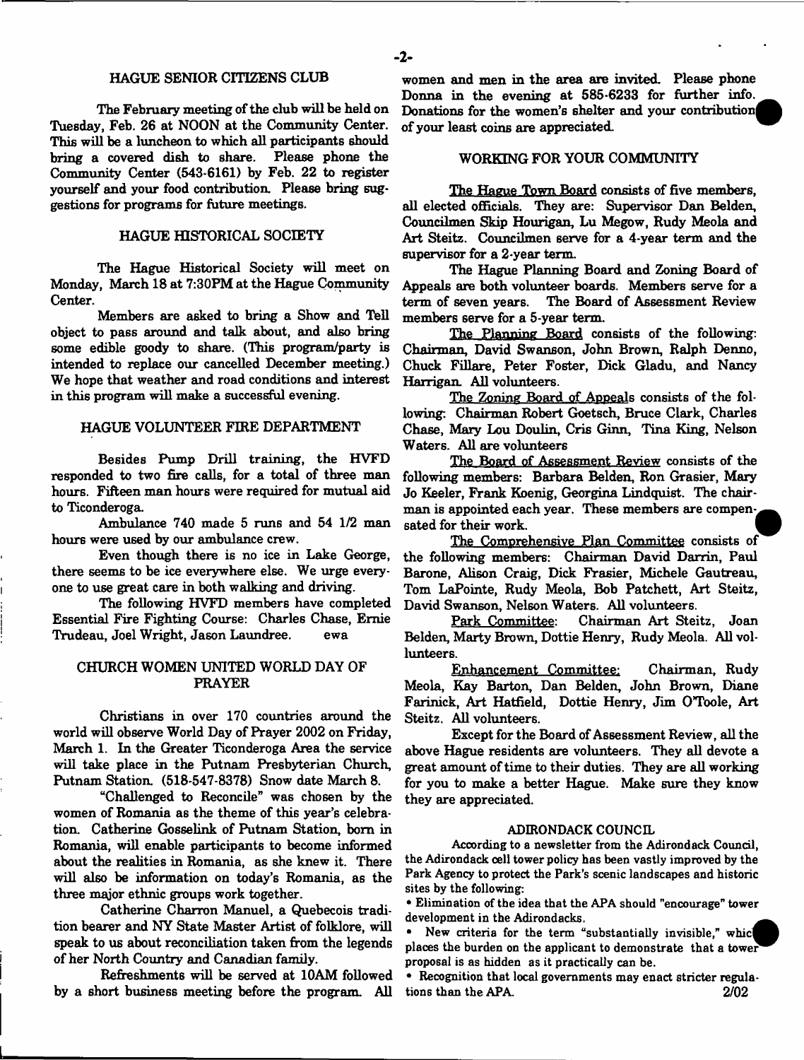## HAGUE SENIOR CITIZENS CLUB

The February meeting of the club will be held on Tuesday, Feb. 26 at NOON at the Community Center. This will be a luncheon to which all participants should bring a covered dish to share. Please phone the Community Center (543-6161) by Feb. 22 to register yourself and your food contribution. Please bring suggestions for programs for future meetings.

## HAGUE HISTORICAL SOCIETY

The Hague Historical Society will meet on Monday, March 18 at 7:30PM at the Hague Community Center.

Members are asked to bring a Show and Tell object to pass around and talk about, and also bring some edible goody to share. (This program/party is intended to replace our cancelled December meeting.) We hope that weather and road conditions and interest in this program will make a successful evening.

## HAGUE VOLUNTEER FIRE DEPARTMENT

Besides Pump Drill training, the HVFD responded to two fire calls, for a total of three man hours. Fifteen man hours were required for mutual aid to Ticonderoga.

Ambulance 740 made 5 runs and 54 1/2 man hours were used by our ambulance crew.

Even though there is no ice in Lake George, there seems to be ice everywhere else. We urge everyone to use great care in both walking and driving.

The following HVFD members have completed Essential Fire Fighting Course: Charles Chase, Ernie Trudeau, Joel Wright, Jason Laundree. ewa

## CHURCH WOMEN UNITED WORLD DAY OF PRAYER

Christians in over 170 countries around the world will observe World Day of Prayer 2002 on Friday, March 1. In the Greater Ticonderoga Area the service will take place in the Putnam Presbyterian Church, Putnam Station. (518-547-8378) Snow date March 8.

"Challenged to Reconcile" was chosen by the women of Romania as the theme of this year's celebration. Catherine Gosselink of Putnam Station, born in Romania, will enable participants to become informed about the realities in Romania, as she knew it. There will also be information on today's Romania, as the three major ethnic groups work together.

Catherine Charron Manuel, a Quebecois tradition bearer and NY State Master Artist of folklore, will speak to us about reconciliation taken from the legends of her North Country and Canadian family.

Refreshments will be served at 10AM followed by a short business meeting before the program. All women and men in the area are invited. Please phone Donna in the evening at 585-6233 for further info. Donations for the women's shelter and your contribution of your least coins are appreciated.

## WORKING FOR YOUR COMMUNITY

The Hague Town Board consists of five members, all elected officials. They are: Supervisor Dan Belden, Councilmen Skip Hourigan, Lu Megow, Rudy Meola and Art Steitz. Councilmen serve for a 4-year term and the supervisor for a 2-year term.

The Hague Planning Board and Zoning Board of Appeals are both volunteer boards. Members serve for a term of seven years. The Board of Assessment Review members serve for a 5-year term.

The Planning Board consists of the following: Chairman, David Swanson, John Brown, Ralph Denno, Chuck Fillare, Peter Foster, Dick Gladu, and Nancy Harrigan. All volunteers.

The Zoning Board of Appeals consists of the following: Chairman Robert Goetsch, Bruce Clark, Charles Chase, Mary Lou Doulin, Cris Ginn, Tina King, Nelson Waters. All are volunteers

The Board of Assessment Review consists of the following members: Barbara Belden, Ron Grasier, Mary Jo Keeler, Frank Koenig, Georgina Lindquist. The chairman is appointed each year. These members are compensated for their work.

The Comprehensive Plan Committee consists of the following members: Chairman David Darrin, Paul Barone, Alison Craig, Dick Frasier, Michele Gautreau, Tom LaPointe, Rudy Meola, Bob Patchett, Art Steitz, David Swanson, Nelson Waters. All volunteers.

Park Committee: Chairman Art Steitz, Joan Belden, Marty Brown, Dottie Henry, Rudy Meola. All volunteers.

Enhancement Committee: Chairman, Rudy Meola, Kay Barton, Dan Belden, John Brown, Diane Farinick, Art Hatfield, Dottie Henry, Jim O'Toole, Art Steitz. All volunteers.

Except for the Board of Assessment Review, all the above Hague residents are volunteers. They all devote a great amount of time to their duties. They are all working for you to make a better Hague. Make sure they know they are appreciated.

## ADIRONDACK COUNCIL

According to a newsletter from the Adirondack Council, the Adirondack cell tower policy has been vastly improved by the Park Agency to protect the Park's scenic landscapes and historic sites by the following:

- Elimination of the idea that the APA should "encourage" tower development in the Adirondacks.
- New criteria for the term "substantially invisible," which places the burden on the applicant to demonstrate that a tower proposal is as hidden as it practically can be.
- Recognition that local governments may enact stricter regulations than the APA. 2/02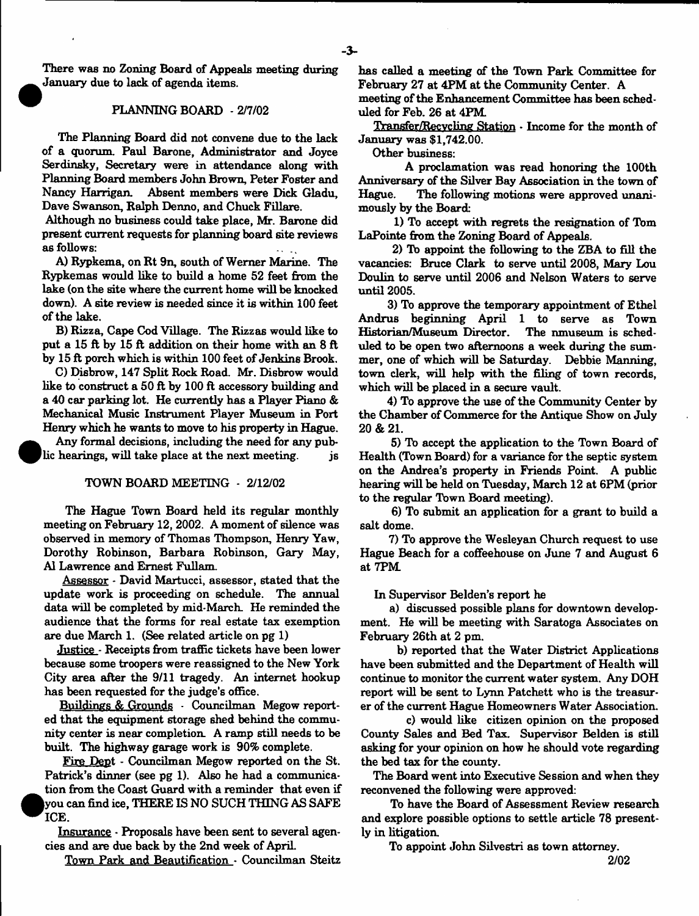There was no Zoning Board of Appeals meeting during January due to lack of agenda items.

## PLANNING BOARD - 2/7/02

The Planning Board did not convene due to the lack of a quorum. Paul Barone, Administrator and Joyce Serdinsky, Secretary were in attendance along with Planning Board members John Brown, Peter Foster and Nancy Harrigan. Absent members were Dick Gladu, Dave Swanson, Ralph Denno, and Chuck Fillare.

Although no business could take place, Mr. Barone did present current requests for planning board site reviews as follows:

A) Rypkema, on Rt 9n, south of Werner Marine. The Rypkemas would like to build a home 52 feet from the lake (on the site where the current home will be knocked down). A site review is needed since it is within 100 feet of the lake.

B) Rizza, Cape Cod Village. The Rizzas would like to put a 15 ft by 15 ft addition on their home with an 8 ft by 15 ft porch which is within 100 feet of Jenkins Brook.

C) Disbrow, 147 Split Rock Road. Mr. Disbrow would like to construct a 50 ft by 100 ft accessory building and a 40 car parking lot. He currently has a Player Piano & Mechanical Music Instrument Player Museum in Port Henry which he wants to move to his property in Hague.

Any formal decisions, including the need for any public hearings, will take place at the next meeting. js

## TOWN BOARD MEETING - 2/12/02

The Hague Town Board held its regular monthly meeting on February 12, 2002. A moment of silence was observed in memory of Thomas Thompson, Henry Yaw, Dorothy Robinson, Barbara Robinson, Gary May, Al Lawrence and Ernest Fullam.

Assessor - David Martucci, assessor, stated that the update work is proceeding on schedule. The annual data will be completed by mid-March. He reminded the audience that the forms for real estate tax exemption are due March 1. (See related article on pg 1)

Justice - Receipts from traffic tickets have been lower because some troopers were reassigned to the New York City area after the 9/11 tragedy. An internet hookup has been requested for the judge's office.

Buildings & Grounds - Councilman Megow reported that the equipment storage shed behind the community center is near completion. A ramp still needs to be built. The highway garage work is 90% complete.

Fire Dept - Councilman Megow reported on the St. Patrick's dinner (see pg 1). Also he had a communication from the Coast Guard with a reminder that even if you can find ice, THERE IS NO SUCH THING AS SAFE ICE.

Insurance - Proposals have been sent to several agencies and are due back by the 2nd week of April.

Town Park and Beautification - Councilman Steitz has called a meeting of the Town Park Committee for February 27 at 4PM at the Community Center. A meeting of the Enhancement Committee has been scheduled for Feb. 26 at 4PM.

Transfer/Recycling Station - Income for the month of January was $1,742.00.

Other business:

A proclamation was read honoring the 100th Anniversary of the Silver Bay Association in the town of Hague. The following motions were approved unanimously by the Board:

1) To accept with regrets the resignation of Tom LaPointe from the Zoning Board of Appeals.

2) To appoint the following to the ZBA to fill the vacancies: Bruce Clark to serve until 2008, Mary Lou Doulin to serve until 2006 and Nelson Waters to serve until 2005.

3) To approve the temporary appointment of Ethel Andrus beginning April 1 to serve as Town Historian/Museum Director. The nmuseum is scheduled to be open two afternoons a week during the summer, one of which will be Saturday. Debbie Manning, town clerk, will help with the filing of town records, which will be placed in a secure vault.

4) To approve the use of the Community Center by the Chamber of Commerce for the Antique Show on July 20 & 21.

5) To accept the application to the Town Board of Health (Town Board) for a variance for the septic system on the Andrea's property in Friends Point. A public hearing will be held on Tuesday, March 12 at 6PM (prior to the regular Town Board meeting).

6) To submit an application for a grant to build a salt dome.

7) To approve the Wesleyan Church request to use Hague Beach for a coffeehouse on June 7 and August 6 at 7PM.

In Supervisor Belden's report he

a) discussed possible plans for downtown development. He will be meeting with Saratoga Associates on February 26th at 2 pm.

b) reported that the Water District Applications have been submitted and the Department of Health will continue to monitor the current water system. Any DOH report will be sent to Lynn Patchett who is the treasurer of the current Hague Homeowners Water Association.

c) would like citizen opinion on the proposed County Sales and Bed Tax. Supervisor Belden is still asking for your opinion on how he should vote regarding the bed tax for the county.

The Board went into Executive Session and when they reconvened the following were approved:

To have the Board of Assessment Review research and explore possible options to settle article 78 presently in litigation.

To appoint John Silvestri as town attorney.

2/02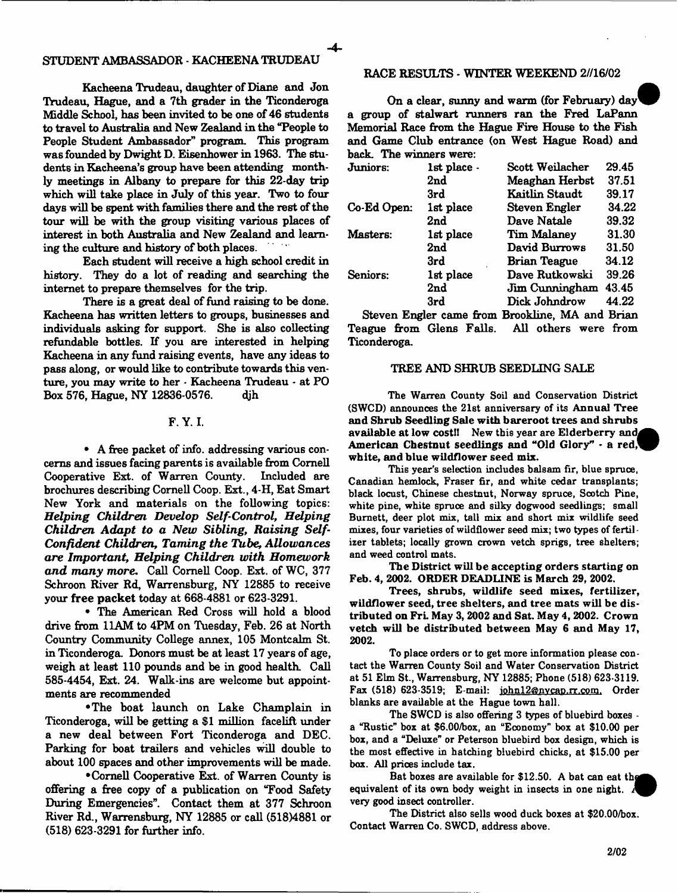## STUDENT AMBASSADOR - KACHEENA TRUDEAU

Kacheena Trudeau, daughter of Diane and Jon Trudeau, Hague, and a 7th grader in the Ticonderoga Middle School, has been invited to be one of 46 students to travel to Australia and New Zealand in the "People to People Student Ambassador" program. This program was founded by Dwight D. Eisenhower in 1963. The students in Kacheena's group have been attending monthly meetings in Albany to prepare for this 22-day trip which will take place in July of this year. Two to four days will be spent with families there and the rest of the tour will be with the group visiting various places of interest in both Australia and New Zealand and learning the culture and history of both places.

Each student will receive a high school credit in history. They do a lot of reading and searching the internet to prepare themselves for the trip.

There is a great deal of fund raising to be done. Kacheena has written letters to groups, businesses and individuals asking for support. She is also collecting refundable bottles. If you are interested in helping Kacheena in any fund raising events, have any ideas to pass along, or would like to contribute towards this venture, you may write to her - Kacheena Trudeau - at PO Box 576, Hague, NY 12836-0576. djh

## F. Y. I.

- A free packet of info. addressing various concerns and issues facing parents is available from Cornell Cooperative Ext. of Warren County. Included are brochures describing Cornell Coop. Ext., 4-H, Eat Smart New York and materials on the following topics: ***Helping Children Develop Self-Control, Helping Children Adapt to a New Sibling, Raising Self-Confident Children, Taming the Tube, Allowances are Important, Helping Children with Homework and many more.*** Call Cornell Coop. Ext. of WC, 377 Schroon River Rd, Warrensburg, NY 12885 to receive your free packet today at 668-4881 or 623-3291.

- The American Red Cross will hold a blood drive from 11AM to 4PM on Tuesday, Feb. 26 at North Country Community College annex, 105 Montcalm St. in Ticonderoga. Donors must be at least 17 years of age, weigh at least 110 pounds and be in good health. Call 585-4454, Ext. 24. Walk-ins are welcome but appointments are recommended

- The boat launch on Lake Champlain in Ticonderoga, will be getting a $1 million facelift under a new deal between Fort Ticonderoga and DEC. Parking for boat trailers and vehicles will double to about 100 spaces and other improvements will be made.

- Cornell Cooperative Ext. of Warren County is offering a free copy of a publication on "Food Safety During Emergencies". Contact them at 377 Schroon River Rd., Warrensburg, NY 12885 or call (518)4881 or (518) 623-3291 for further info.

## RACE RESULTS - WINTER WEEKEND 2//16/02

On a clear, sunny and warm (for February) day a group of stalwart runners ran the Fred LaPann Memorial Race from the Hague Fire House to the Fish and Game Club entrance (on West Hague Road) and back. The winners were:

| | | | |
|---|---|---|---|
| Juniors: | 1st place - | Scott Weilacher | 29.45 |
| | 2nd | Meaghan Herbst | 37.51 |
| | 3rd | Kaitlin Staudt | 39.17 |
| Co-Ed Open: | 1st place | Steven Engler | 34.22 |
| | 2nd | Dave Natale | 39.32 |
| Masters: | 1st place | Tim Malaney | 31.30 |
| | 2nd | David Burrows | 31.50 |
| | 3rd | Brian Teague | 34.12 |
| Seniors: | 1st place | Dave Rutkowski | 39.26 |
| | 2nd | Jim Cunningham | 43.45 |
| | 3rd | Dick Johndrow | 44.22 |

Steven Engler came from Brookline, MA and Brian Teague from Glens Falls. All others were from Ticonderoga.

## TREE AND SHRUB SEEDLING SALE

The Warren County Soil and Conservation District (SWCD) announces the 21st anniversary of its **Annual Tree and Shrub Seedling Sale with bareroot trees and shrubs available at low cost!! New this year are Elderberry and American Chestnut seedlings and "Old Glory" - a red, white, and blue wildflower seed mix.**

This year's selection includes balsam fir, blue spruce, Canadian hemlock, Fraser fir, and white cedar transplants; black locust, Chinese chestnut, Norway spruce, Scotch Pine, white pine, white spruce and silky dogwood seedlings; small Burnett, deer plot mix, tall mix and short mix wildlife seed mixes, four varieties of wildflower seed mix; two types of fertilizer tablets; locally grown crown vetch sprigs, tree shelters; and weed control mats.

**The District will be accepting orders starting on Feb. 4, 2002. ORDER DEADLINE is March 29, 2002.**

**Trees, shrubs, wildlife seed mixes, fertilizer, wildflower seed, tree shelters, and tree mats will be distributed on Fri. May 3, 2002 and Sat. May 4, 2002. Crown vetch will be distributed between May 6 and May 17, 2002.**

To place orders or to get more information please contact the Warren County Soil and Water Conservation District at 51 Elm St., Warrensburg, NY 12885; Phone (518) 623-3119. Fax (518) 623-3519; E-mail: johnl2@nycap.rr.com. Order blanks are available at the Hague town hall.

The SWCD is also offering 3 types of bluebird boxes - a "Rustic" box at $6.00/box, an "Economy" box at $10.00 per box, and a "Deluxe" or Peterson bluebird box design, which is the most effective in hatching bluebird chicks, at $15.00 per box. All prices include tax.

Bat boxes are available for $12.50. A bat can eat the equivalent of its own body weight in insects in one night. A very good insect controller.

The District also sells wood duck boxes at $20.00/box. Contact Warren Co. SWCD, address above.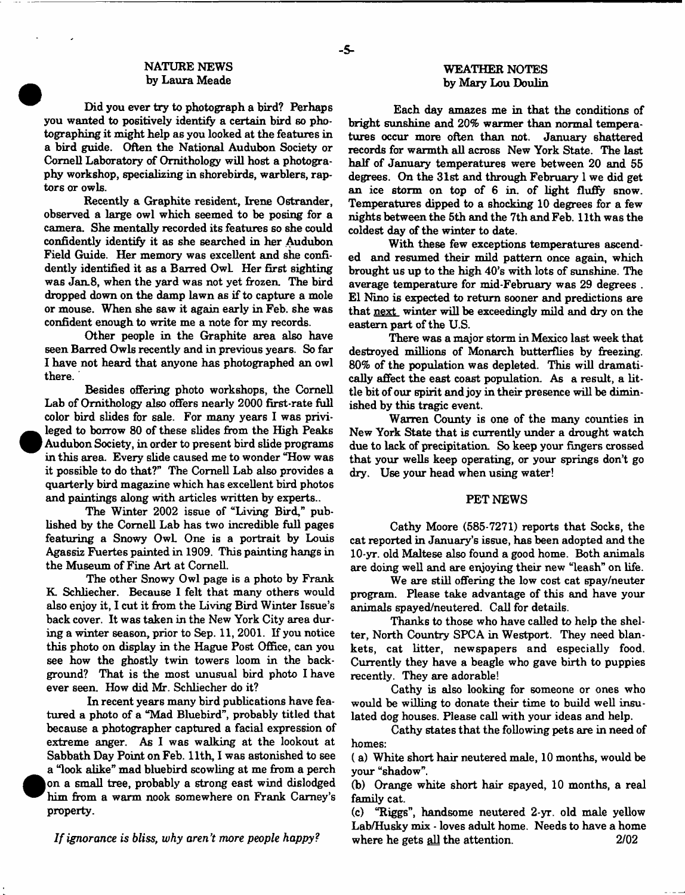## NATURE NEWS

### by Laura Meade

Did you ever try to photograph a bird? Perhaps you wanted to positively identify a certain bird so photographing it might help as you looked at the features in a bird guide. Often the National Audubon Society or Cornell Laboratory of Ornithology will host a photography workshop, specializing in shorebirds, warblers, raptors or owls.

Recently a Graphite resident, Irene Ostrander, observed a large owl which seemed to be posing for a camera. She mentally recorded its features so she could confidently identify it as she searched in her Audubon Field Guide. Her memory was excellent and she confidently identified it as a Barred Owl. Her first sighting was Jan.8, when the yard was not yet frozen. The bird dropped down on the damp lawn as if to capture a mole or mouse. When she saw it again early in Feb. she was confident enough to write me a note for my records.

Other people in the Graphite area also have seen Barred Owls recently and in previous years. So far I have not heard that anyone has photographed an owl there.

Besides offering photo workshops, the Cornell Lab of Ornithology also offers nearly 2000 first-rate full color bird slides for sale. For many years I was privileged to borrow 80 of these slides from the High Peaks Audubon Society, in order to present bird slide programs in this area. Every slide caused me to wonder "How was it possible to do that?" The Cornell Lab also provides a quarterly bird magazine which has excellent bird photos and paintings along with articles written by experts..

The Winter 2002 issue of "Living Bird," published by the Cornell Lab has two incredible full pages featuring a Snowy Owl. One is a portrait by Louis Agassiz Fuertes painted in 1909. This painting hangs in the Museum of Fine Art at Cornell.

The other Snowy Owl page is a photo by Frank K. Schliecher. Because I felt that many others would also enjoy it, I cut it from the Living Bird Winter Issue's back cover. It was taken in the New York City area during a winter season, prior to Sep. 11, 2001. If you notice this photo on display in the Hague Post Office, can you see how the ghostly twin towers loom in the background? That is the most unusual bird photo I have ever seen. How did Mr. Schliecher do it?

In recent years many bird publications have featured a photo of a "Mad Bluebird", probably titled that because a photographer captured a facial expression of extreme anger. As I was walking at the lookout at Sabbath Day Point on Feb. 11th, I was astonished to see a "look alike" mad bluebird scowling at me from a perch on a small tree, probably a strong east wind dislodged him from a warm nook somewhere on Frank Carney's property.

*If ignorance is bliss, why aren't more people happy?*

## WEATHER NOTES

### by Mary Lou Doulin

Each day amazes me in that the conditions of bright sunshine and 20% warmer than normal temperatures occur more often than not. January shattered records for warmth all across New York State. The last half of January temperatures were between 20 and 55 degrees. On the 31st and through February 1 we did get an ice storm on top of 6 in. of light fluffy snow. Temperatures dipped to a shocking 10 degrees for a few nights between the 5th and the 7th and Feb. 11th was the coldest day of the winter to date.

With these few exceptions temperatures ascended and resumed their mild pattern once again, which brought us up to the high 40's with lots of sunshine. The average temperature for mid-February was 29 degrees . El Nino is expected to return sooner and predictions are that <u>next</u> winter will be exceedingly mild and dry on the eastern part of the U.S.

There was a major storm in Mexico last week that destroyed millions of Monarch butterflies by freezing. 80% of the population was depleted. This will dramatically affect the east coast population. As a result, a little bit of our spirit and joy in their presence will be diminished by this tragic event.

Warren County is one of the many counties in New York State that is currently under a drought watch due to lack of precipitation. So keep your fingers crossed that your wells keep operating, or your springs don't go dry. Use your head when using water!

## PET NEWS

Cathy Moore (585-7271) reports that Socks, the cat reported in January's issue, has been adopted and the 10-yr. old Maltese also found a good home. Both animals are doing well and are enjoying their new "leash" on life.

We are still offering the low cost cat spay/neuter program. Please take advantage of this and have your animals spayed/neutered. Call for details.

Thanks to those who have called to help the shelter, North Country SPCA in Westport. They need blankets, cat litter, newspapers and especially food. Currently they have a beagle who gave birth to puppies recently. They are adorable!

Cathy is also looking for someone or ones who would be willing to donate their time to build well insulated dog houses. Please call with your ideas and help.

Cathy states that the following pets are in need of homes:

( a) White short hair neutered male, 10 months, would be your "shadow".

(b) Orange white short hair spayed, 10 months, a real family cat.

(c) "Riggs", handsome neutered 2-yr. old male yellow Lab/Husky mix - loves adult home. Needs to have a home where he gets <u>all</u> the attention. 2/02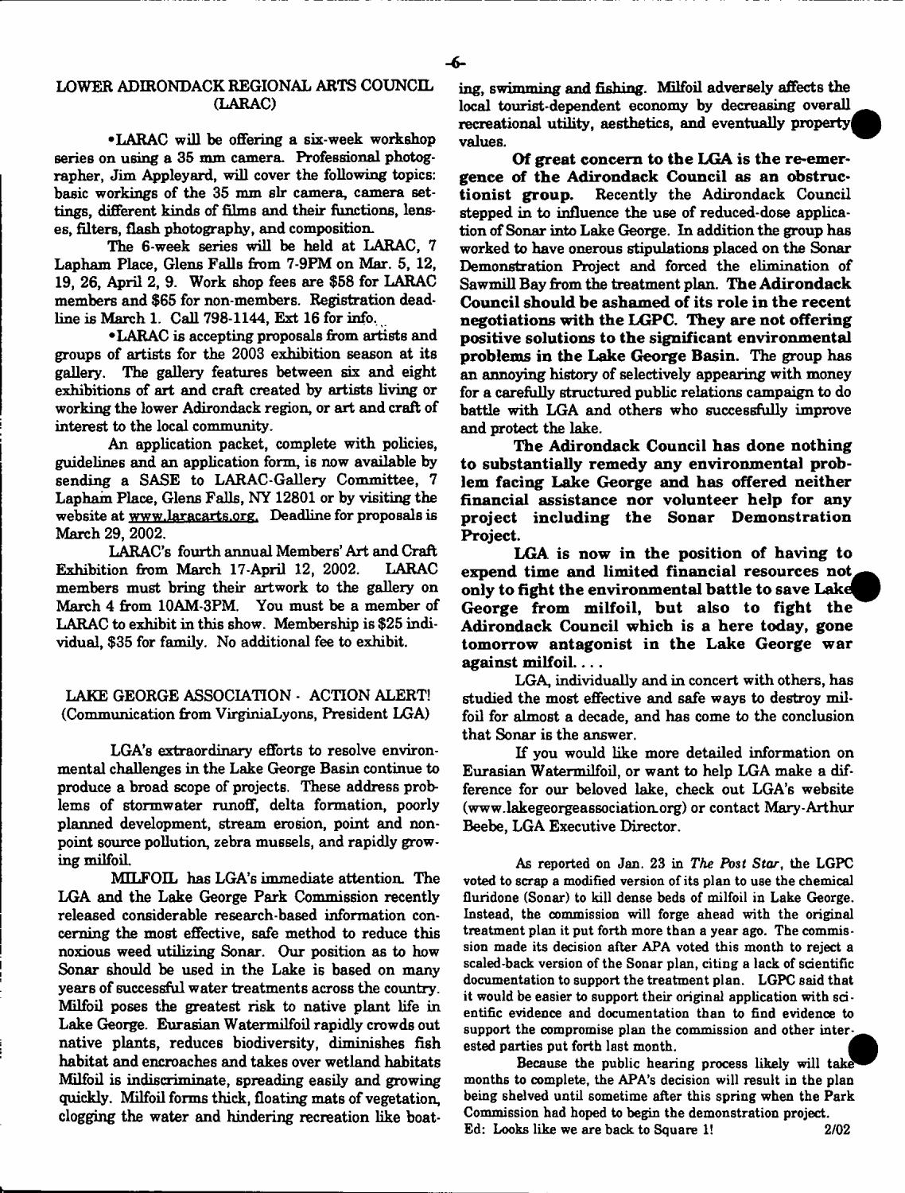## LOWER ADIRONDACK REGIONAL ARTS COUNCIL (LARAC)

•LARAC will be offering a six-week workshop series on using a 35 mm camera. Professional photographer, Jim Appleyard, will cover the following topics: basic workings of the 35 mm slr camera, camera settings, different kinds of films and their functions, lenses, filters, flash photography, and composition.

The 6-week series will be held at LARAC, 7 Lapham Place, Glens Falls from 7-9PM on Mar. 5, 12, 19, 26, April 2, 9. Work shop fees are $58 for LARAC members and $65 for non-members. Registration deadline is March 1. Call 798-1144, Ext 16 for info.

•LARAC is accepting proposals from artists and groups of artists for the 2003 exhibition season at its gallery. The gallery features between six and eight exhibitions of art and craft created by artists living or working the lower Adirondack region, or art and craft of interest to the local community.

An application packet, complete with policies, guidelines and an application form, is now available by sending a SASE to LARAC-Gallery Committee, 7 Lapham Place, Glens Falls, NY 12801 or by visiting the website at www.laracarts.org. Deadline for proposals is March 29, 2002.

LARAC's fourth annual Members' Art and Craft Exhibition from March 17-April 12, 2002. LARAC members must bring their artwork to the gallery on March 4 from 10AM-3PM. You must be a member of LARAC to exhibit in this show. Membership is $25 individual, $35 for family. No additional fee to exhibit.

## LAKE GEORGE ASSOCIATION - ACTION ALERT!
(Communication from VirginiaLyons, President LGA)

LGA's extraordinary efforts to resolve environmental challenges in the Lake George Basin continue to produce a broad scope of projects. These address problems of stormwater runoff, delta formation, poorly planned development, stream erosion, point and nonpoint source pollution, zebra mussels, and rapidly growing milfoil.

MILFOIL has LGA's immediate attention. The LGA and the Lake George Park Commission recently released considerable research-based information concerning the most effective, safe method to reduce this noxious weed utilizing Sonar. Our position as to how Sonar should be used in the Lake is based on many years of successful water treatments across the country. Milfoil poses the greatest risk to native plant life in Lake George. Eurasian Watermilfoil rapidly crowds out native plants, reduces biodiversity, diminishes fish habitat and encroaches and takes over wetland habitats Milfoil is indiscriminate, spreading easily and growing quickly. Milfoil forms thick, floating mats of vegetation, clogging the water and hindering recreation like boating, swimming and fishing. Milfoil adversely affects the local tourist-dependent economy by decreasing overall recreational utility, aesthetics, and eventually property values.

**Of great concern to the LGA is the re-emergence of the Adirondack Council as an obstructionist group.** Recently the Adirondack Council stepped in to influence the use of reduced-dose application of Sonar into Lake George. In addition the group has worked to have onerous stipulations placed on the Sonar Demonstration Project and forced the elimination of Sawmill Bay from the treatment plan. **The Adirondack Council should be ashamed of its role in the recent negotiations with the LGPC. They are not offering positive solutions to the significant environmental problems in the Lake George Basin.** The group has an annoying history of selectively appearing with money for a carefully structured public relations campaign to do battle with LGA and others who successfully improve and protect the lake.

**The Adirondack Council has done nothing to substantially remedy any environmental problem facing Lake George and has offered neither financial assistance nor volunteer help for any project including the Sonar Demonstration Project.**

**LGA is now in the position of having to expend time and limited financial resources not only to fight the environmental battle to save Lake George from milfoil, but also to fight the Adirondack Council which is a here today, gone tomorrow antagonist in the Lake George war against milfoil. . . .**

LGA, individually and in concert with others, has studied the most effective and safe ways to destroy milfoil for almost a decade, and has come to the conclusion that Sonar is the answer.

If you would like more detailed information on Eurasian Watermilfoil, or want to help LGA make a difference for our beloved lake, check out LGA's website (www.lakegeorgeassociation.org) or contact Mary-Arthur Beebe, LGA Executive Director.

As reported on Jan. 23 in *The Post Star*, the LGPC voted to scrap a modified version of its plan to use the chemical fluridone (Sonar) to kill dense beds of milfoil in Lake George. Instead, the commission will forge ahead with the original treatment plan it put forth more than a year ago. The commission made its decision after APA voted this month to reject a scaled-back version of the Sonar plan, citing a lack of scientific documentation to support the treatment plan. LGPC said that it would be easier to support their original application with scientific evidence and documentation than to find evidence to support the compromise plan the commission and other interested parties put forth last month.

Because the public hearing process likely will take months to complete, the APA's decision will result in the plan being shelved until sometime after this spring when the Park Commission had hoped to begin the demonstration project.

Ed: Looks like we are back to Square 1! 2/02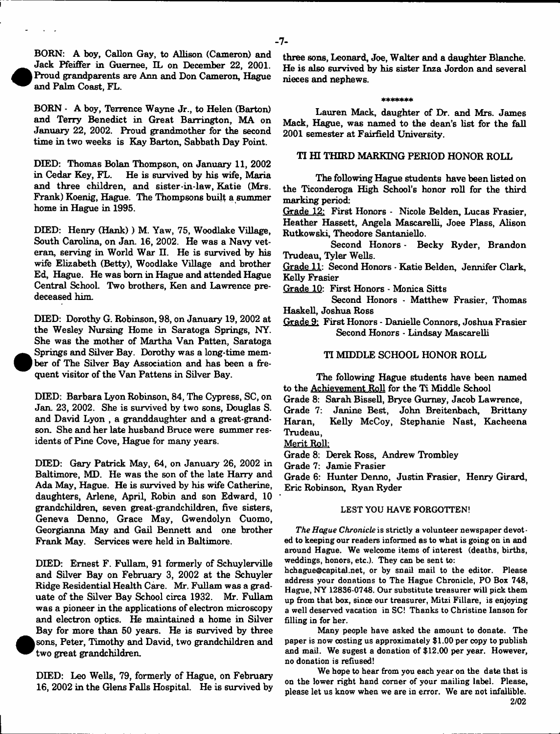BORN: A boy, Callon Gay, to Allison (Cameron) and Jack Pfeiffer in Guernee, IL on December 22, 2001. Proud grandparents are Ann and Don Cameron, Hague and Palm Coast, FL.

BORN - A boy, Terrence Wayne Jr., to Helen (Barton) and Terry Benedict in Great Barrington, MA on January 22, 2002. Proud grandmother for the second time in two weeks is Kay Barton, Sabbath Day Point.

DIED: Thomas Bolan Thompson, on January 11, 2002 in Cedar Key, FL. He is survived by his wife, Maria and three children, and sister-in-law, Katie (Mrs. Frank) Koenig, Hague. The Thompsons built a summer home in Hague in 1995.

DIED: Henry (Hank) ) M. Yaw, 75, Woodlake Village, South Carolina, on Jan. 16, 2002. He was a Navy veteran, serving in World War II. He is survived by his wife Elizabeth (Betty), Woodlake Village and brother Ed, Hague. He was born in Hague and attended Hague Central School. Two brothers, Ken and Lawrence predeceased him.

DIED: Dorothy G. Robinson, 98, on January 19, 2002 at the Wesley Nursing Home in Saratoga Springs, NY. She was the mother of Martha Van Patten, Saratoga Springs and Silver Bay. Dorothy was a long-time member of The Silver Bay Association and has been a frequent visitor of the Van Pattens in Silver Bay.

DIED: Barbara Lyon Robinson, 84, The Cypress, SC, on Jan. 23, 2002. She is survived by two sons, Douglas S. and David Lyon , a granddaughter and a great-grandson. She and her late husband Bruce were summer residents of Pine Cove, Hague for many years.

DIED: Gary Patrick May, 64, on January 26, 2002 in Baltimore, MD. He was the son of the late Harry and Ada May, Hague. He is survived by his wife Catherine, daughters, Arlene, April, Robin and son Edward, 10 grandchildren, seven great-grandchildren, five sisters, Geneva Denno, Grace May, Gwendolyn Cuomo, Georgianna May and Gail Bennett and one brother Frank May. Services were held in Baltimore.

DIED: Ernest F. Fullam, 91 formerly of Schuylerville and Silver Bay on February 3, 2002 at the Schuyler Ridge Residential Health Care. Mr. Fullam was a graduate of the Silver Bay School circa 1932. Mr. Fullam was a pioneer in the applications of electron microscopy and electron optics. He maintained a home in Silver Bay for more than 50 years. He is survived by three sons, Peter, Timothy and David, two grandchildren and two great grandchildren.

DIED: Leo Wells, 79, formerly of Hague, on February 16, 2002 in the Glens Falls Hospital. He is survived by three sons, Leonard, Joe, Walter and a daughter Blanche. He is also survived by his sister Inza Jordon and several nieces and nephews.

\*\*\*\*\*\*\*\*

Lauren Mack, daughter of Dr. and Mrs. James Mack, Hague, was named to the dean's list for the fall 2001 semester at Fairfield University.

## TI HI THIRD MARKING PERIOD HONOR ROLL

The following Hague students have been listed on the Ticonderoga High School's honor roll for the third marking period:

Grade 12: First Honors - Nicole Belden, Lucas Frasier, Heather Hassett, Angela Mascarelli, Joee Plass, Alison Rutkowski, Theodore Santaniello.

Second Honors - Becky Ryder, Brandon Trudeau, Tyler Wells.

Grade 11: Second Honors - Katie Belden, Jennifer Clark, Kelly Frasier

Grade 10: First Honors - Monica Sitts

Second Honors - Matthew Frasier, Thomas Haskell, Joshua Ross

Grade 9: First Honors - Danielle Connors, Joshua Frasier

Second Honors - Lindsay Mascarelli

## TI MIDDLE SCHOOL HONOR ROLL

The following Hague students have been named to the Achievement Roll for the Ti Middle School

Grade 8: Sarah Bissell, Bryce Gurney, Jacob Lawrence,

Grade 7: Janine Best, John Breitenbach, Brittany Haran, Kelly McCoy, Stephanie Nast, Kacheena Trudeau,

Merit Roll:

Grade 8: Derek Ross, Andrew Trombley

Grade 7: Jamie Frasier

Grade 6: Hunter Denno, Justin Frasier, Henry Girard, Eric Robinson, Ryan Ryder

## LEST YOU HAVE FORGOTTEN!

*The Hague Chronicle* is strictly a volunteer newspaper devoted to keeping our readers informed as to what is going on in and around Hague. We welcome items of interest (deaths, births, weddings, honors, etc.). They can be sent to: hchague@capital.net, or by snail mail to the editor. Please address your donations to The Hague Chronicle, PO Box 748, Hague, NY 12836-0748. Our substitute treasurer will pick them up from that box, since our treasurer, Mitzi Fillare, is enjoying a well deserved vacation in SC! Thanks to Christine Ianson for filling in for her.

Many people have asked the amount to donate. The paper is now costing us approximately $1.00 per copy to publish and mail. We sugest a donation of $12.00 per year. However, no donation is refiused!

We hope to hear from you each year on the date that is on the lower right hand corner of your mailing label. Please, please let us know when we are in error. We are not infallible.

2/02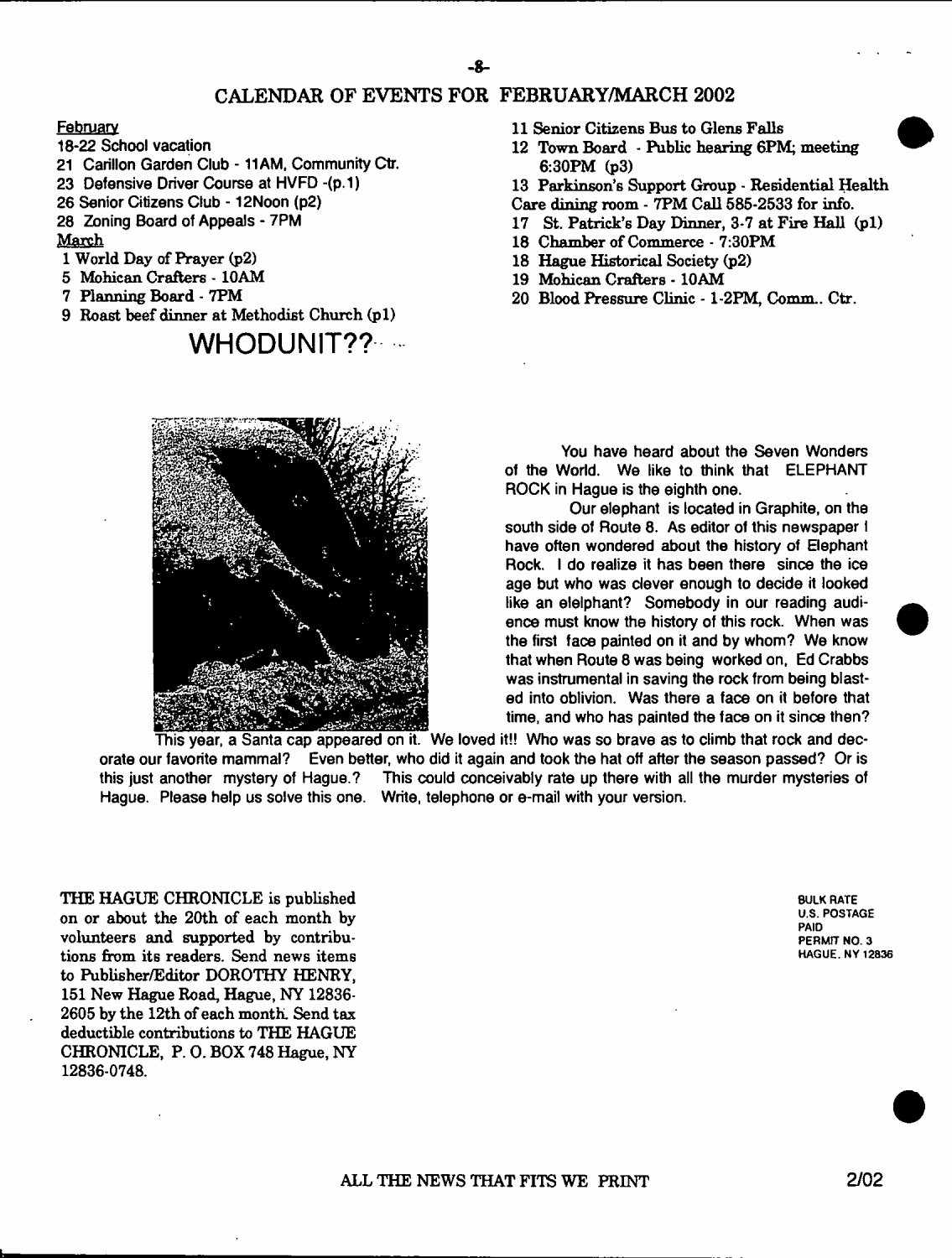## CALENDAR OF EVENTS FOR FEBRUARY/MARCH 2002

February
- 18-22 School vacation
- 21 Carillon Garden Club - 11AM, Community Ctr.
- 23 Defensive Driver Course at HVFD -(p.1)
- 26 Senior Citizens Club - 12Noon (p2)
- 28 Zoning Board of Appeals - 7PM

March
- 1 World Day of Prayer (p2)
- 5 Mohican Crafters - 10AM
- 7 Planning Board - 7PM
- 9 Roast beef dinner at Methodist Church (p1)
- 11 Senior Citizens Bus to Glens Falls
- 12 Town Board - Public hearing 6PM; meeting 6:30PM (p3)
- 13 Parkinson's Support Group - Residential Health Care dining room - 7PM Call 585-2533 for info.
- 17 St. Patrick's Day Dinner, 3-7 at Fire Hall (p1)
- 18 Chamber of Commerce - 7:30PM
- 18 Hague Historical Society (p2)
- 19 Mohican Crafters - 10AM
- 20 Blood Pressure Clinic - 1-2PM, Comm.. Ctr.

## WHODUNIT??

You have heard about the Seven Wonders of the World. We like to think that ELEPHANT ROCK in Hague is the eighth one.

Our elephant is located in Graphite, on the south side of Route 8. As editor of this newspaper I have often wondered about the history of Elephant Rock. I do realize it has been there since the ice age but who was clever enough to decide it looked like an elelphant? Somebody in our reading audience must know the history of this rock. When was the first face painted on it and by whom? We know that when Route 8 was being worked on, Ed Crabbs was instrumental in saving the rock from being blasted into oblivion. Was there a face on it before that time, and who has painted the face on it since then?

This year, a Santa cap appeared on it. We loved it!! Who was so brave as to climb that rock and decorate our favorite mammal? Even better, who did it again and took the hat off after the season passed? Or is this just another mystery of Hague.? This could conceivably rate up there with all the murder mysteries of Hague. Please help us solve this one. Write, telephone or e-mail with your version.

THE HAGUE CHRONICLE is published on or about the 20th of each month by volunteers and supported by contributions from its readers. Send news items to Publisher/Editor DOROTHY HENRY, 151 New Hague Road, Hague, NY 12836-2605 by the 12th of each month. Send tax deductible contributions to THE HAGUE CHRONICLE, P. O. BOX 748 Hague, NY 12836-0748.

BULK RATE
U.S. POSTAGE
PAID
PERMIT NO. 3
HAGUE, NY 12836

ALL THE NEWS THAT FITS WE PRINT